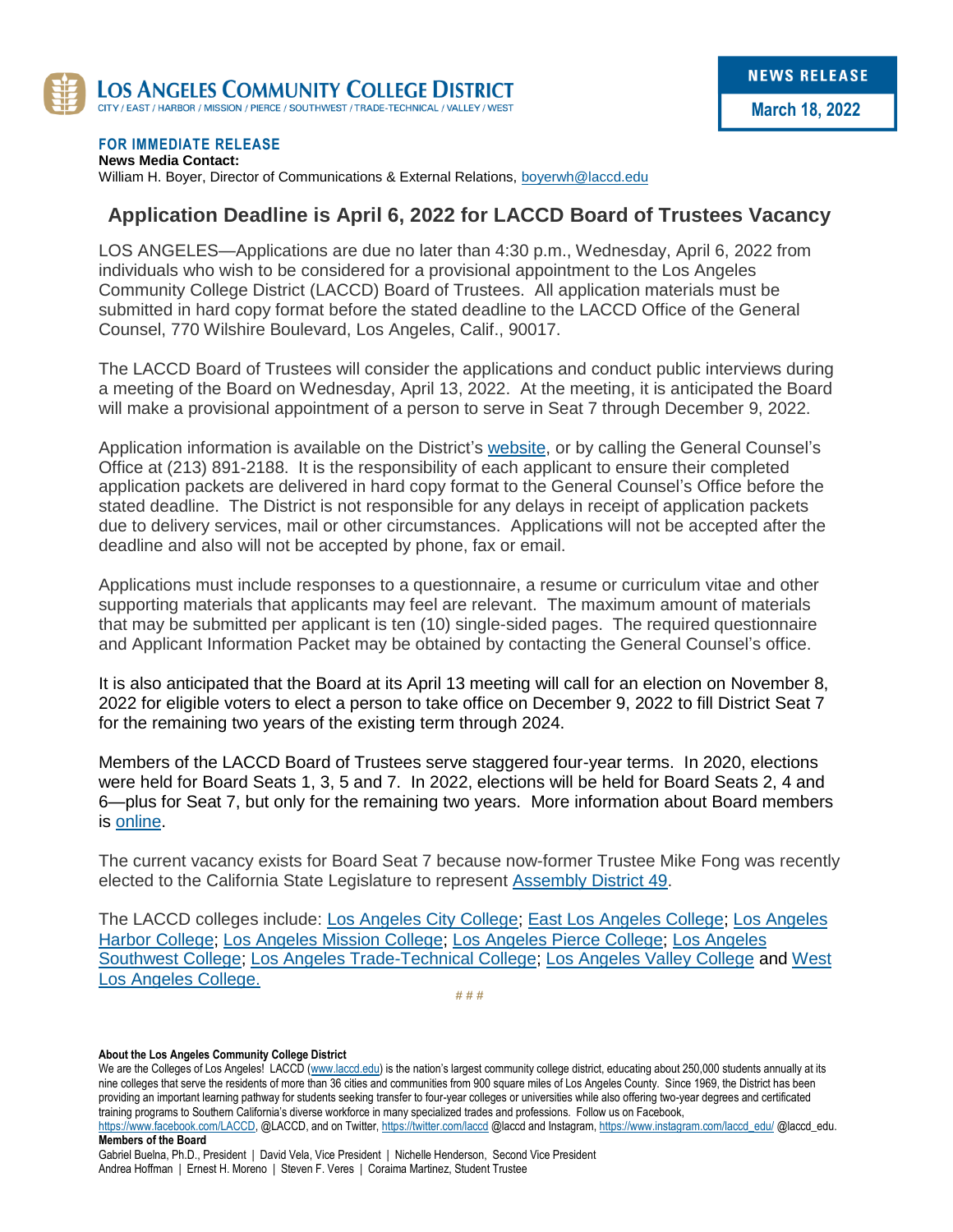**LOS ANGELES COMMUNITY COLLEGE DISTRICT**
CITY / EAST / HARBOR / MISSION / PIERCE / SOUTHWEST / TRADE-TECHNICAL / VALLEY / WEST

**NEWS RELEASE**
**March 18, 2022**

**FOR IMMEDIATE RELEASE**
**News Media Contact:**
William H. Boyer, Director of Communications & External Relations, boyerwh@laccd.edu

## Application Deadline is April 6, 2022 for LACCD Board of Trustees Vacancy

LOS ANGELES—Applications are due no later than 4:30 p.m., Wednesday, April 6, 2022 from individuals who wish to be considered for a provisional appointment to the Los Angeles Community College District (LACCD) Board of Trustees. All application materials must be submitted in hard copy format before the stated deadline to the LACCD Office of the General Counsel, 770 Wilshire Boulevard, Los Angeles, Calif., 90017.

The LACCD Board of Trustees will consider the applications and conduct public interviews during a meeting of the Board on Wednesday, April 13, 2022. At the meeting, it is anticipated the Board will make a provisional appointment of a person to serve in Seat 7 through December 9, 2022.

Application information is available on the District's website, or by calling the General Counsel's Office at (213) 891-2188. It is the responsibility of each applicant to ensure their completed application packets are delivered in hard copy format to the General Counsel's Office before the stated deadline. The District is not responsible for any delays in receipt of application packets due to delivery services, mail or other circumstances. Applications will not be accepted after the deadline and also will not be accepted by phone, fax or email.

Applications must include responses to a questionnaire, a resume or curriculum vitae and other supporting materials that applicants may feel are relevant. The maximum amount of materials that may be submitted per applicant is ten (10) single-sided pages. The required questionnaire and Applicant Information Packet may be obtained by contacting the General Counsel's office.

It is also anticipated that the Board at its April 13 meeting will call for an election on November 8, 2022 for eligible voters to elect a person to take office on December 9, 2022 to fill District Seat 7 for the remaining two years of the existing term through 2024.

Members of the LACCD Board of Trustees serve staggered four-year terms. In 2020, elections were held for Board Seats 1, 3, 5 and 7. In 2022, elections will be held for Board Seats 2, 4 and 6—plus for Seat 7, but only for the remaining two years. More information about Board members is online.

The current vacancy exists for Board Seat 7 because now-former Trustee Mike Fong was recently elected to the California State Legislature to represent Assembly District 49.

The LACCD colleges include: Los Angeles City College; East Los Angeles College; Los Angeles Harbor College; Los Angeles Mission College; Los Angeles Pierce College; Los Angeles Southwest College; Los Angeles Trade-Technical College; Los Angeles Valley College and West Los Angeles College.

# # #

**About the Los Angeles Community College District**

We are the Colleges of Los Angeles! LACCD (www.laccd.edu) is the nation's largest community college district, educating about 250,000 students annually at its nine colleges that serve the residents of more than 36 cities and communities from 900 square miles of Los Angeles County. Since 1969, the District has been providing an important learning pathway for students seeking transfer to four-year colleges or universities while also offering two-year degrees and certificated training programs to Southern California's diverse workforce in many specialized trades and professions. Follow us on Facebook, https://www.facebook.com/LACCD, @LACCD, and on Twitter, https://twitter.com/laccd @laccd and Instagram, https://www.instagram.com/laccd_edu/ @laccd_edu.

**Members of the Board**

Gabriel Buelna, Ph.D., President | David Vela, Vice President | Nichelle Henderson, Second Vice President
Andrea Hoffman | Ernest H. Moreno | Steven F. Veres | Coraima Martinez, Student Trustee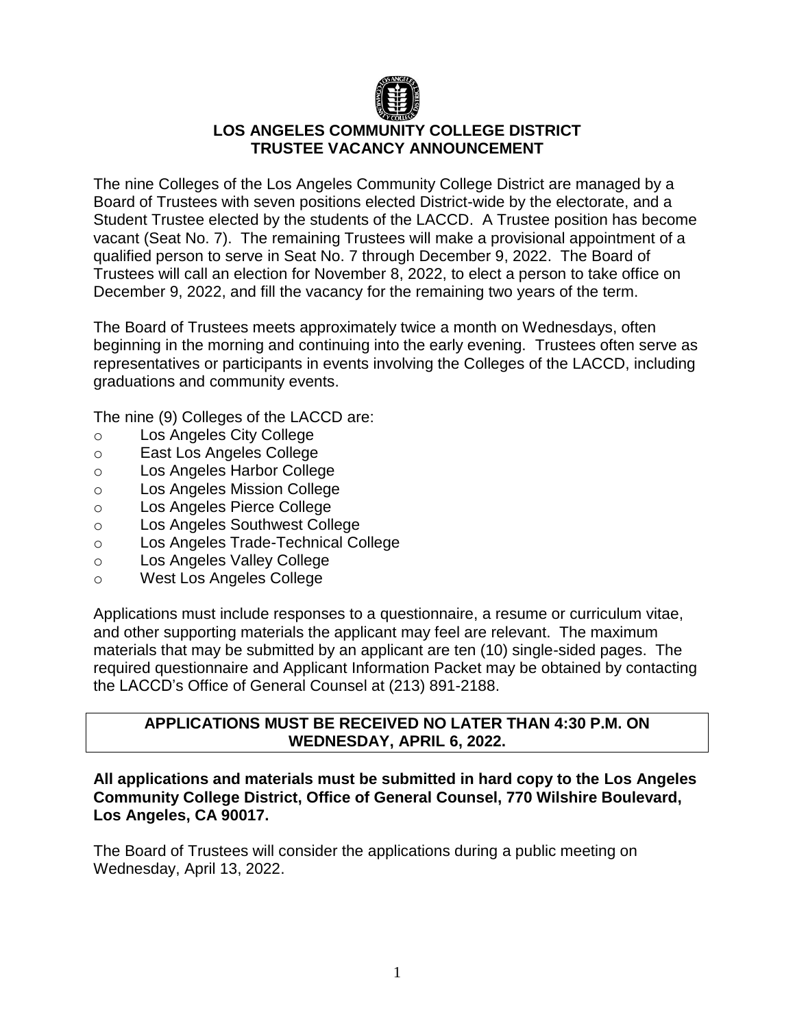# LOS ANGELES COMMUNITY COLLEGE DISTRICT
## TRUSTEE VACANCY ANNOUNCEMENT

The nine Colleges of the Los Angeles Community College District are managed by a Board of Trustees with seven positions elected District-wide by the electorate, and a Student Trustee elected by the students of the LACCD. A Trustee position has become vacant (Seat No. 7). The remaining Trustees will make a provisional appointment of a qualified person to serve in Seat No. 7 through December 9, 2022. The Board of Trustees will call an election for November 8, 2022, to elect a person to take office on December 9, 2022, and fill the vacancy for the remaining two years of the term.

The Board of Trustees meets approximately twice a month on Wednesdays, often beginning in the morning and continuing into the early evening. Trustees often serve as representatives or participants in events involving the Colleges of the LACCD, including graduations and community events.

The nine (9) Colleges of the LACCD are:

- Los Angeles City College
- East Los Angeles College
- Los Angeles Harbor College
- Los Angeles Mission College
- Los Angeles Pierce College
- Los Angeles Southwest College
- Los Angeles Trade-Technical College
- Los Angeles Valley College
- West Los Angeles College

Applications must include responses to a questionnaire, a resume or curriculum vitae, and other supporting materials the applicant may feel are relevant. The maximum materials that may be submitted by an applicant are ten (10) single-sided pages. The required questionnaire and Applicant Information Packet may be obtained by contacting the LACCD's Office of General Counsel at (213) 891-2188.

**APPLICATIONS MUST BE RECEIVED NO LATER THAN 4:30 P.M. ON WEDNESDAY, APRIL 6, 2022.**

**All applications and materials must be submitted in hard copy to the Los Angeles Community College District, Office of General Counsel, 770 Wilshire Boulevard, Los Angeles, CA 90017.**

The Board of Trustees will consider the applications during a public meeting on Wednesday, April 13, 2022.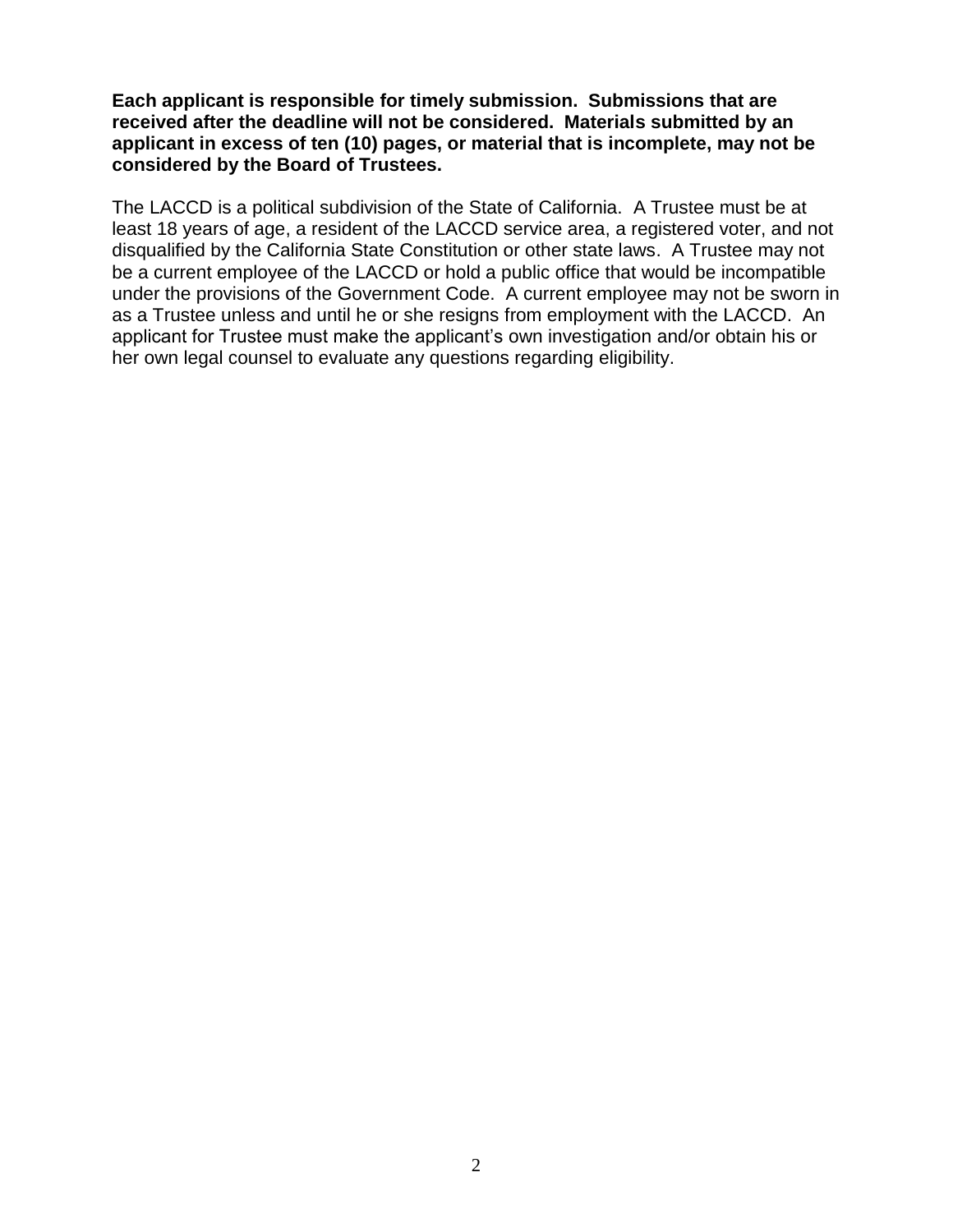**Each applicant is responsible for timely submission. Submissions that are received after the deadline will not be considered. Materials submitted by an applicant in excess of ten (10) pages, or material that is incomplete, may not be considered by the Board of Trustees.**

The LACCD is a political subdivision of the State of California. A Trustee must be at least 18 years of age, a resident of the LACCD service area, a registered voter, and not disqualified by the California State Constitution or other state laws. A Trustee may not be a current employee of the LACCD or hold a public office that would be incompatible under the provisions of the Government Code. A current employee may not be sworn in as a Trustee unless and until he or she resigns from employment with the LACCD. An applicant for Trustee must make the applicant's own investigation and/or obtain his or her own legal counsel to evaluate any questions regarding eligibility.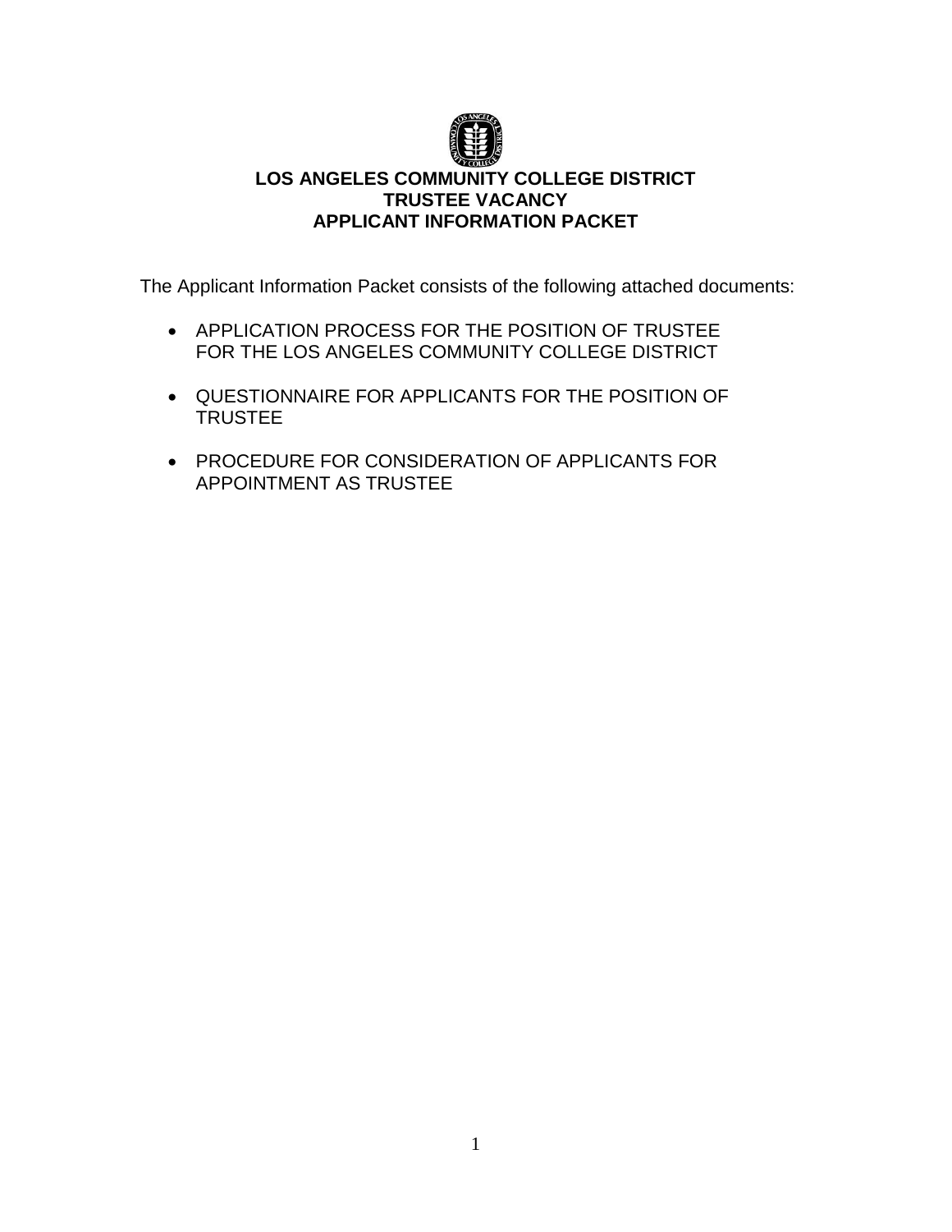**LOS ANGELES COMMUNITY COLLEGE DISTRICT**
**TRUSTEE VACANCY**
**APPLICANT INFORMATION PACKET**

The Applicant Information Packet consists of the following attached documents:

- APPLICATION PROCESS FOR THE POSITION OF TRUSTEE FOR THE LOS ANGELES COMMUNITY COLLEGE DISTRICT
- QUESTIONNAIRE FOR APPLICANTS FOR THE POSITION OF TRUSTEE
- PROCEDURE FOR CONSIDERATION OF APPLICANTS FOR APPOINTMENT AS TRUSTEE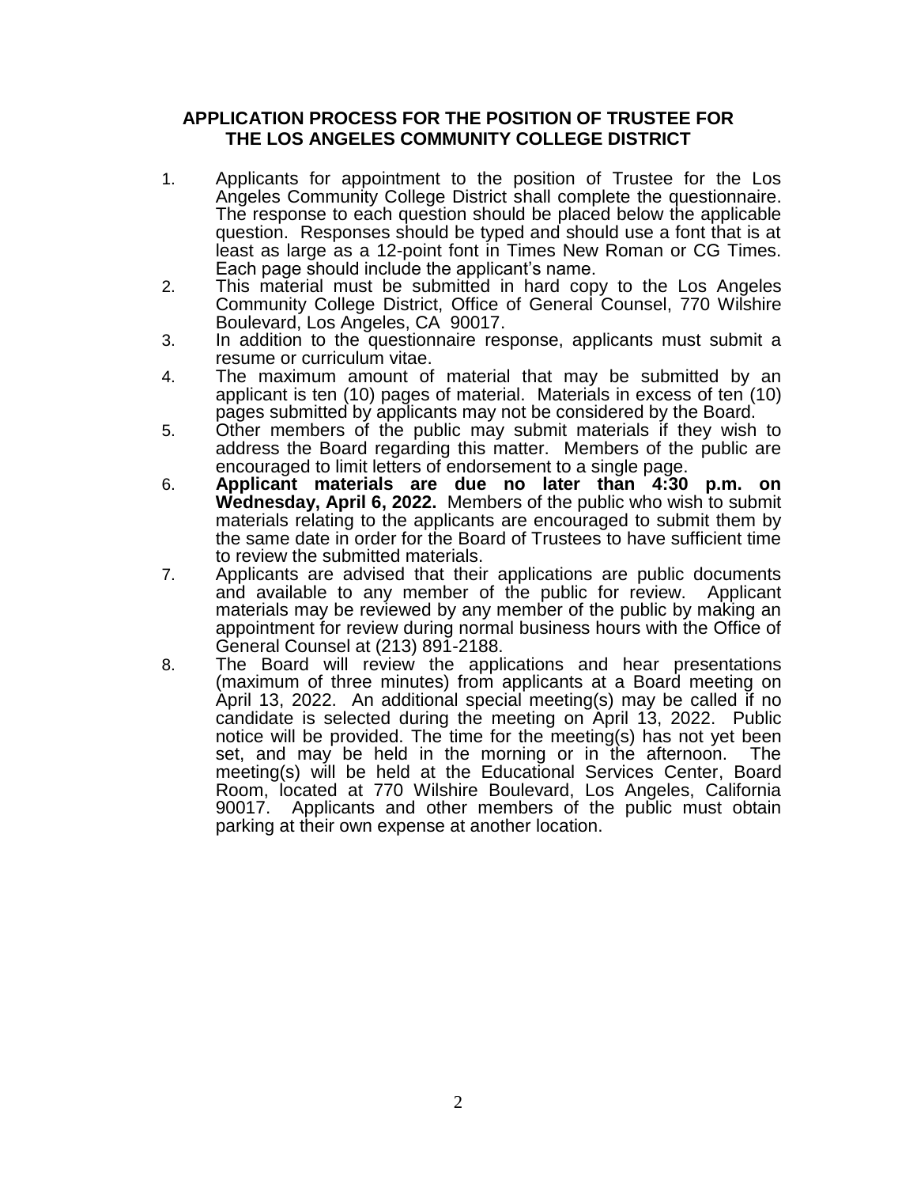## APPLICATION PROCESS FOR THE POSITION OF TRUSTEE FOR THE LOS ANGELES COMMUNITY COLLEGE DISTRICT

1. Applicants for appointment to the position of Trustee for the Los Angeles Community College District shall complete the questionnaire. The response to each question should be placed below the applicable question. Responses should be typed and should use a font that is at least as large as a 12-point font in Times New Roman or CG Times. Each page should include the applicant's name.
2. This material must be submitted in hard copy to the Los Angeles Community College District, Office of General Counsel, 770 Wilshire Boulevard, Los Angeles, CA 90017.
3. In addition to the questionnaire response, applicants must submit a resume or curriculum vitae.
4. The maximum amount of material that may be submitted by an applicant is ten (10) pages of material. Materials in excess of ten (10) pages submitted by applicants may not be considered by the Board.
5. Other members of the public may submit materials if they wish to address the Board regarding this matter. Members of the public are encouraged to limit letters of endorsement to a single page.
6. **Applicant materials are due no later than 4:30 p.m. on Wednesday, April 6, 2022.** Members of the public who wish to submit materials relating to the applicants are encouraged to submit them by the same date in order for the Board of Trustees to have sufficient time to review the submitted materials.
7. Applicants are advised that their applications are public documents and available to any member of the public for review. Applicant materials may be reviewed by any member of the public by making an appointment for review during normal business hours with the Office of General Counsel at (213) 891-2188.
8. The Board will review the applications and hear presentations (maximum of three minutes) from applicants at a Board meeting on April 13, 2022. An additional special meeting(s) may be called if no candidate is selected during the meeting on April 13, 2022. Public notice will be provided. The time for the meeting(s) has not yet been set, and may be held in the morning or in the afternoon. The meeting(s) will be held at the Educational Services Center, Board Room, located at 770 Wilshire Boulevard, Los Angeles, California 90017. Applicants and other members of the public must obtain parking at their own expense at another location.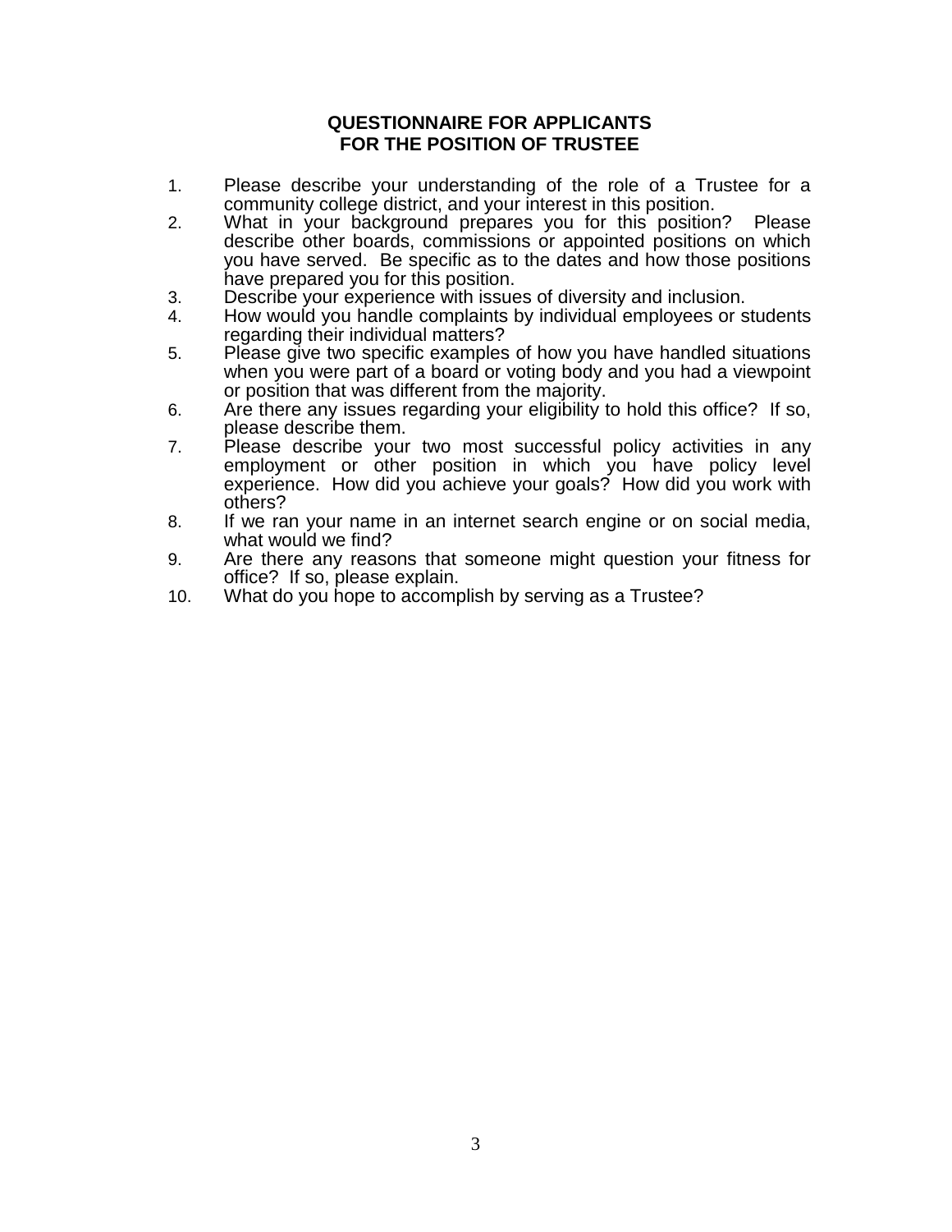# QUESTIONNAIRE FOR APPLICANTS FOR THE POSITION OF TRUSTEE

1. Please describe your understanding of the role of a Trustee for a community college district, and your interest in this position.
2. What in your background prepares you for this position? Please describe other boards, commissions or appointed positions on which you have served. Be specific as to the dates and how those positions have prepared you for this position.
3. Describe your experience with issues of diversity and inclusion.
4. How would you handle complaints by individual employees or students regarding their individual matters?
5. Please give two specific examples of how you have handled situations when you were part of a board or voting body and you had a viewpoint or position that was different from the majority.
6. Are there any issues regarding your eligibility to hold this office? If so, please describe them.
7. Please describe your two most successful policy activities in any employment or other position in which you have policy level experience. How did you achieve your goals? How did you work with others?
8. If we ran your name in an internet search engine or on social media, what would we find?
9. Are there any reasons that someone might question your fitness for office? If so, please explain.
10. What do you hope to accomplish by serving as a Trustee?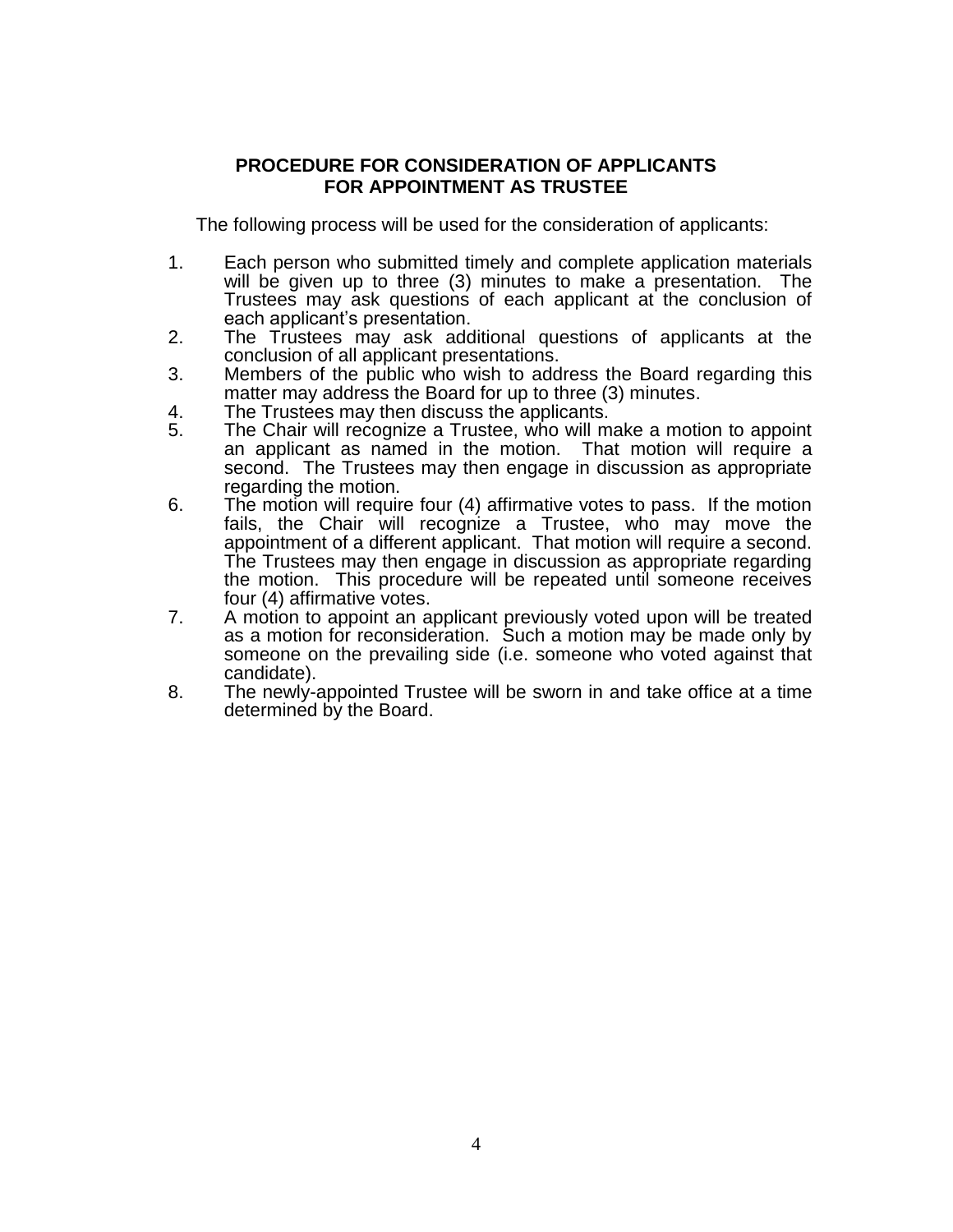## PROCEDURE FOR CONSIDERATION OF APPLICANTS FOR APPOINTMENT AS TRUSTEE

The following process will be used for the consideration of applicants:

1. Each person who submitted timely and complete application materials will be given up to three (3) minutes to make a presentation. The Trustees may ask questions of each applicant at the conclusion of each applicant's presentation.
2. The Trustees may ask additional questions of applicants at the conclusion of all applicant presentations.
3. Members of the public who wish to address the Board regarding this matter may address the Board for up to three (3) minutes.
4. The Trustees may then discuss the applicants.
5. The Chair will recognize a Trustee, who will make a motion to appoint an applicant as named in the motion. That motion will require a second. The Trustees may then engage in discussion as appropriate regarding the motion.
6. The motion will require four (4) affirmative votes to pass. If the motion fails, the Chair will recognize a Trustee, who may move the appointment of a different applicant. That motion will require a second. The Trustees may then engage in discussion as appropriate regarding the motion. This procedure will be repeated until someone receives four (4) affirmative votes.
7. A motion to appoint an applicant previously voted upon will be treated as a motion for reconsideration. Such a motion may be made only by someone on the prevailing side (i.e. someone who voted against that candidate).
8. The newly-appointed Trustee will be sworn in and take office at a time determined by the Board.